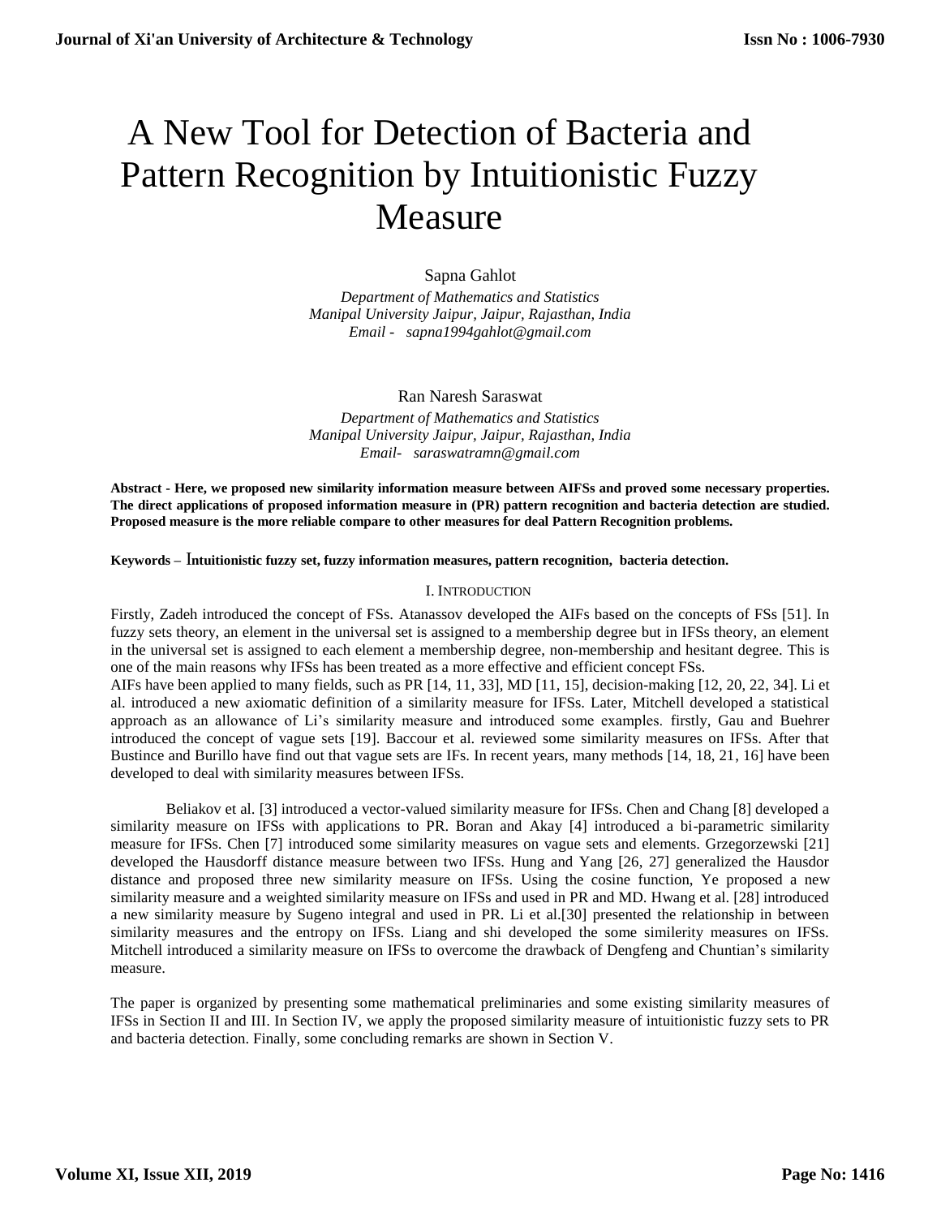# A New Tool for Detection of Bacteria and Pattern Recognition by Intuitionistic Fuzzy Measure

Sapna Gahlot

*Department of Mathematics and Statistics*
*Manipal University Jaipur, Jaipur, Rajasthan, India*
*Email - sapna1994gahlot@gmail.com*

Ran Naresh Saraswat

*Department of Mathematics and Statistics*
*Manipal University Jaipur, Jaipur, Rajasthan, India*
*Email- saraswatramn@gmail.com*

**Abstract - Here, we proposed new similarity information measure between AIFSs and proved some necessary properties. The direct applications of proposed information measure in (PR) pattern recognition and bacteria detection are studied. Proposed measure is the more reliable compare to other measures for deal Pattern Recognition problems.**

**Keywords – Intuitionistic fuzzy set, fuzzy information measures, pattern recognition, bacteria detection.**

## I. Introduction

Firstly, Zadeh introduced the concept of FSs. Atanassov developed the AIFs based on the concepts of FSs [51]. In fuzzy sets theory, an element in the universal set is assigned to a membership degree but in IFSs theory, an element in the universal set is assigned to each element a membership degree, non-membership and hesitant degree. This is one of the main reasons why IFSs has been treated as a more effective and efficient concept FSs.

AIFs have been applied to many fields, such as PR [14, 11, 33], MD [11, 15], decision-making [12, 20, 22, 34]. Li et al. introduced a new axiomatic definition of a similarity measure for IFSs. Later, Mitchell developed a statistical approach as an allowance of Li's similarity measure and introduced some examples. firstly, Gau and Buehrer introduced the concept of vague sets [19]. Baccour et al. reviewed some similarity measures on IFSs. After that Bustince and Burillo have find out that vague sets are IFs. In recent years, many methods [14, 18, 21, 16] have been developed to deal with similarity measures between IFSs.

Beliakov et al. [3] introduced a vector-valued similarity measure for IFSs. Chen and Chang [8] developed a similarity measure on IFSs with applications to PR. Boran and Akay [4] introduced a bi-parametric similarity measure for IFSs. Chen [7] introduced some similarity measures on vague sets and elements. Grzegorzewski [21] developed the Hausdorff distance measure between two IFSs. Hung and Yang [26, 27] generalized the Hausdor distance and proposed three new similarity measure on IFSs. Using the cosine function, Ye proposed a new similarity measure and a weighted similarity measure on IFSs and used in PR and MD. Hwang et al. [28] introduced a new similarity measure by Sugeno integral and used in PR. Li et al.[30] presented the relationship in between similarity measures and the entropy on IFSs. Liang and shi developed the some similerity measures on IFSs. Mitchell introduced a similarity measure on IFSs to overcome the drawback of Dengfeng and Chuntian's similarity measure.

The paper is organized by presenting some mathematical preliminaries and some existing similarity measures of IFSs in Section II and III. In Section IV, we apply the proposed similarity measure of intuitionistic fuzzy sets to PR and bacteria detection. Finally, some concluding remarks are shown in Section V.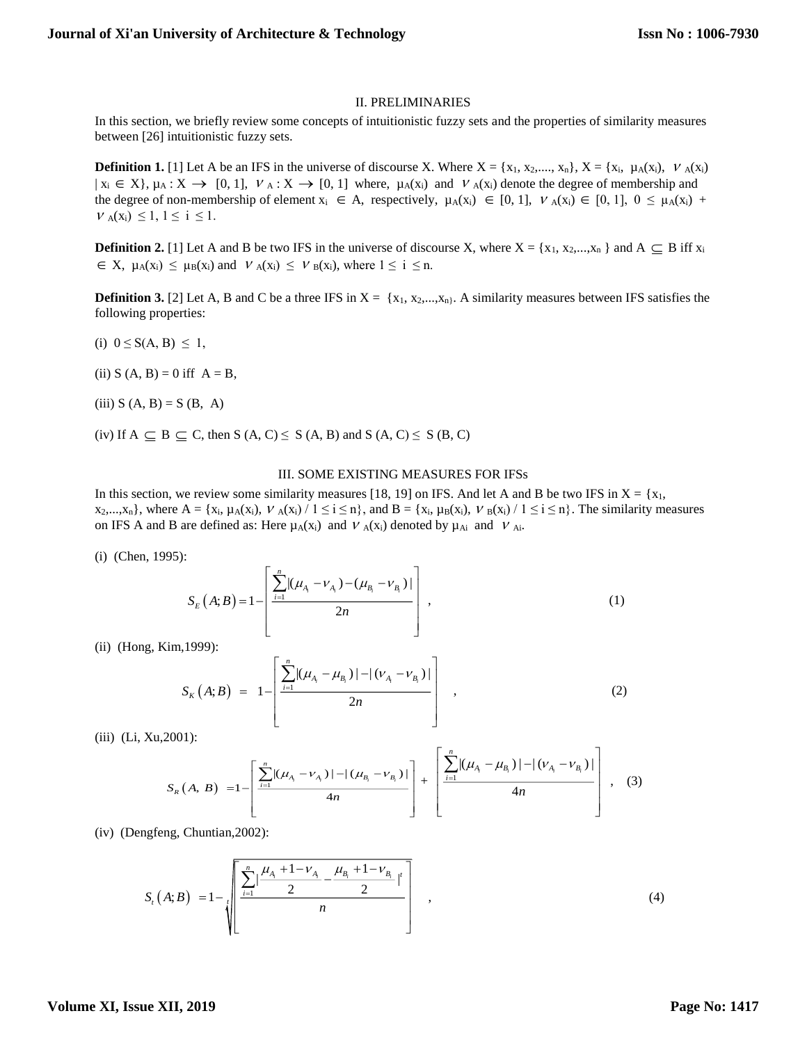## II. PRELIMINARIES

In this section, we briefly review some concepts of intuitionistic fuzzy sets and the properties of similarity measures between [26] intuitionistic fuzzy sets.

**Definition 1.** [1] Let A be an IFS in the universe of discourse X. Where $X = \{x_1, x_2, ...., x_n\}$, $X = \{x_i, \mu_A(x_i), \nu_A(x_i) \mid x_i \in X\}$, $\mu_A : X \to [0, 1]$, $\nu_A : X \to [0, 1]$ where, $\mu_A(x_i)$ and $\nu_A(x_i)$ denote the degree of membership and the degree of non-membership of element $x_i \in A$, respectively, $\mu_A(x_i) \in [0, 1]$, $\nu_A(x_i) \in [0, 1]$, $0 \leq \mu_A(x_i) + \nu_A(x_i) \leq 1$, $1 \leq i \leq 1$.

**Definition 2.** [1] Let A and B be two IFS in the universe of discourse X, where $X = \{x_1, x_2, ..., x_n\}$ and $A \subseteq B$ iff $x_i \in X$, $\mu_A(x_i) \leq \mu_B(x_i)$ and $\nu_A(x_i) \leq \nu_B(x_i)$, where $1 \leq i \leq n$.

**Definition 3.** [2] Let A, B and C be a three IFS in $X = \{x_1, x_2, ..., x_n\}$. A similarity measures between IFS satisfies the following properties:

(i) $0 \leq S(A, B) \leq 1$,

(ii) $S(A, B) = 0$ iff $A = B$,

(iii) $S(A, B) = S(B, A)$

(iv) If $A \subseteq B \subseteq C$, then $S(A, C) \leq S(A, B)$ and $S(A, C) \leq S(B, C)$

## III. SOME EXISTING MEASURES FOR IFSs

In this section, we review some similarity measures [18, 19] on IFS. And let A and B be two IFS in $X = \{x_1, x_2, ..., x_n\}$, where $A = \{x_i, \mu_A(x_i), \nu_A(x_i) / 1 \leq i \leq n\}$, and $B = \{x_i, \mu_B(x_i), \nu_B(x_i) / 1 \leq i \leq n\}$. The similarity measures on IFS A and B are defined as: Here $\mu_A(x_i)$ and $\nu_A(x_i)$ denoted by $\mu_{Ai}$ and $\nu_{Ai}$.

(i) (Chen, 1995):

$$S_E(A;B) = 1 - \left[ \frac{\sum_{i=1}^{n} |(\mu_{A_i} - \nu_{A_i}) - (\mu_{B_i} - \nu_{B_i})|}{2n} \right], \tag{1}$$

(ii) (Hong, Kim,1999):

$$S_K(A;B) = 1 - \left[ \frac{\sum_{i=1}^{n} |(\mu_{A_i} - \mu_{B_i})| - |(\nu_{A_i} - \nu_{B_i})|}{2n} \right], \tag{2}$$

(iii) (Li, Xu,2001):

$$S_R(A, B) = 1 - \left[ \frac{\sum_{i=1}^{n} |(\mu_{A_i} - \nu_{A_i})| - |(\mu_{B_i} - \nu_{B_i})|}{4n} \right] + \left[ \frac{\sum_{i=1}^{n} |(\mu_{A_i} - \mu_{B_i})| - |(\nu_{A_i} - \nu_{B_i})|}{4n} \right], \tag{3}$$

(iv) (Dengfeng, Chuntian,2002):

$$S_t(A;B) = 1 - \sqrt[t]{\left[ \frac{\sum_{i=1}^{n} \left| \frac{\mu_{A_i} + 1 - \nu_{A_i}}{2} - \frac{\mu_{B_i} + 1 - \nu_{B_i}}{2} \right|^t}{n} \right]}, \tag{4}$$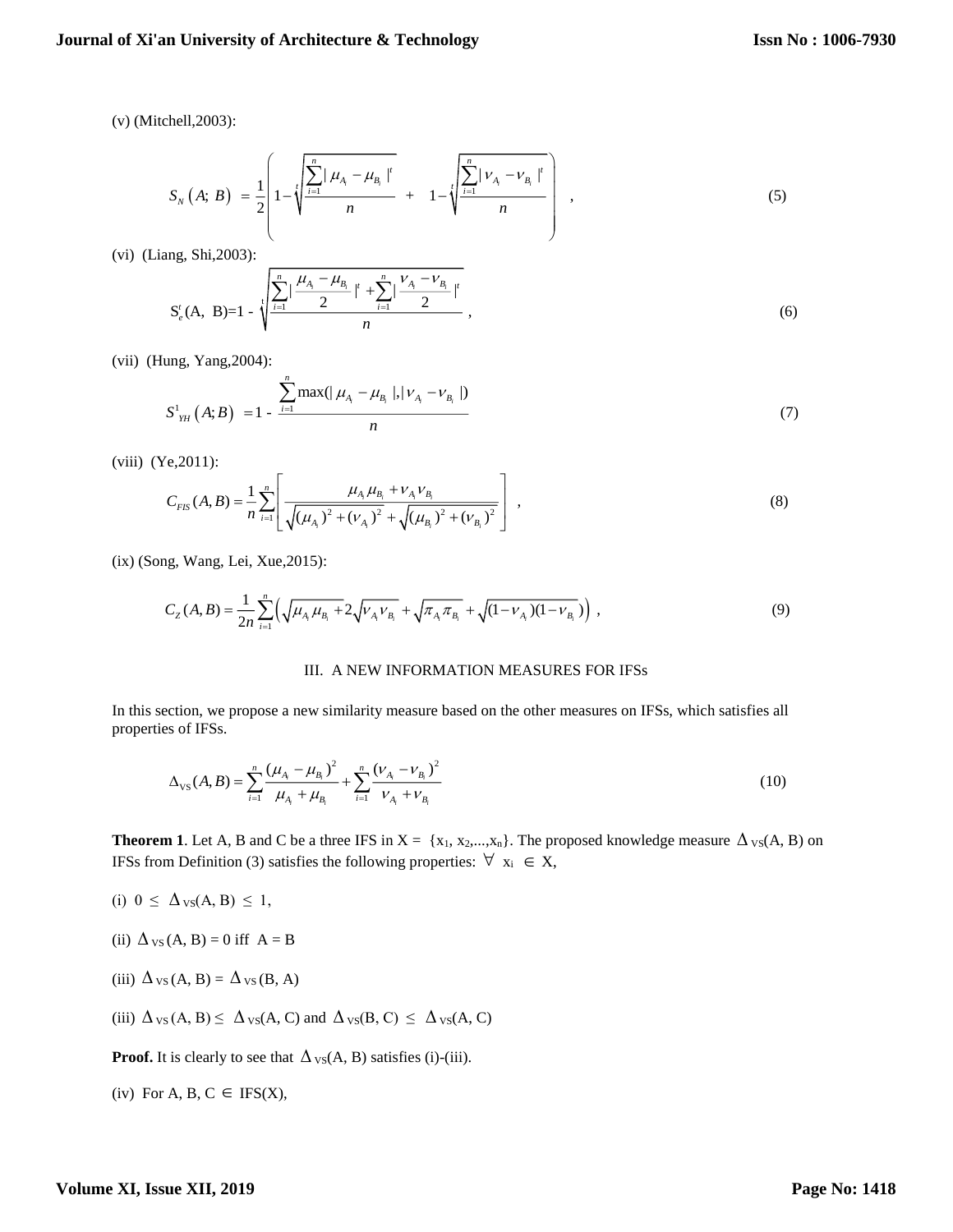(v) (Mitchell,2003):

$$S_N\left(A;\ B\right) \ = \frac{1}{2}\left(1-\sqrt[t]{\frac{\sum_{i=1}^{n}|\ \mu_{A_i}-\mu_{B_i}\ |^t}{n}} \ \ + \ \ 1-\sqrt[t]{\frac{\sum_{i=1}^{n}|\ \nu_{A_i}-\nu_{B_i}\ |^t}{n}}\right) \ , \tag{5}$$

(vi) (Liang, Shi,2003):

$$\mathrm{S}_e^t(\mathrm{A},\ \mathrm{B})=1 - \sqrt[t]{\frac{\sum_{i=1}^{n}|\ \frac{\mu_{A_i}-\mu_{B_i}}{2}\ |^t+\sum_{i=1}^{n}|\ \frac{\nu_{A_i}-\nu_{B_i}}{2}\ |^t}{n}}\ , \tag{6}$$

(vii) (Hung, Yang,2004):

$$S^1_{YH}\left(A;B\right) \ =1 - \frac{\sum_{i=1}^{n}\max(|\ \mu_{A_i}-\mu_{B_i}\ |,|\ \nu_{A_i}-\nu_{B_i}\ |)}{n} \tag{7}$$

(viii) (Ye,2011):

$$C_{FIS}(A,B)=\frac{1}{n}\sum_{i=1}^{n}\left[\frac{\mu_{A_i}\mu_{B_i}+\nu_{A_i}\nu_{B_i}}{\sqrt{(\mu_{A_i})^2+(\nu_{A_i})^2}+\sqrt{(\mu_{B_i})^2+(\nu_{B_i})^2}}\right]\ , \tag{8}$$

(ix) (Song, Wang, Lei, Xue,2015):

$$C_Z(A,B)=\frac{1}{2n}\sum_{i=1}^{n}\left(\sqrt{\mu_{A_i}\mu_{B_i}}+2\sqrt{\nu_{A_i}\nu_{B_i}}+\sqrt{\pi_{A_i}\pi_{B_i}}+\sqrt{(1-\nu_{A_i})(1-\nu_{B_i})}\right)\ , \tag{9}$$

## III. A NEW INFORMATION MEASURES FOR IFSs

In this section, we propose a new similarity measure based on the other measures on IFSs, which satisfies all properties of IFSs.

$$\Delta_{\mathrm{VS}}(A,B)=\sum_{i=1}^{n}\frac{(\mu_{A_i}-\mu_{B_i})^2}{\mu_{A_i}+\mu_{B_i}}+\sum_{i=1}^{n}\frac{(\nu_{A_i}-\nu_{B_i})^2}{\nu_{A_i}+\nu_{B_i}} \tag{10}$$

**Theorem 1**. Let A, B and C be a three IFS in X = $\{x_1, x_2,...,x_n\}$. The proposed knowledge measure $\Delta_{VS}(A, B)$ on IFSs from Definition (3) satisfies the following properties: $\forall\ x_i \in X$,

(i) $0 \leq \Delta_{VS}(A, B) \leq 1$,

(ii) $\Delta_{VS}(A, B) = 0$ iff A = B

(iii) $\Delta_{VS}(A, B) = \Delta_{VS}(B, A)$

(iii) $\Delta_{VS}(A, B) \leq \Delta_{VS}(A, C)$ and $\Delta_{VS}(B, C) \leq \Delta_{VS}(A, C)$

**Proof.** It is clearly to see that $\Delta_{VS}(A, B)$ satisfies (i)-(iii).

(iv) For A, B, C $\in$ IFS(X),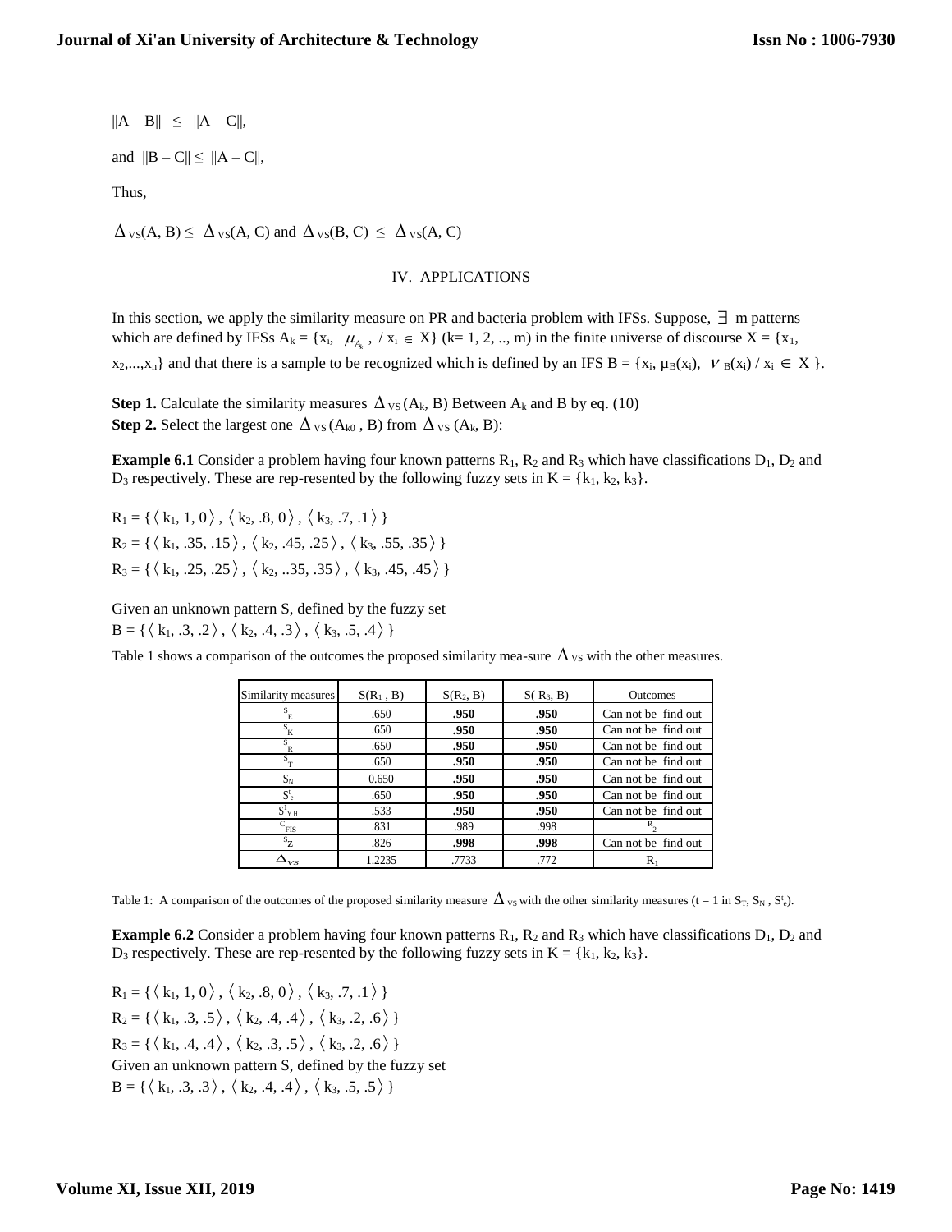$\|A - B\| \leq \|A - C\|$,

and $\|B - C\| \leq \|A - C\|$,

Thus,

$\Delta_{VS}(A, B) \leq \Delta_{VS}(A, C)$ and $\Delta_{VS}(B, C) \leq \Delta_{VS}(A, C)$

## IV. APPLICATIONS

In this section, we apply the similarity measure on PR and bacteria problem with IFSs. Suppose, $\exists$ m patterns which are defined by IFSs $A_k = \{x_i, \mu_{A_k}, / x_i \in X\}$ (k= 1, 2, .., m) in the finite universe of discourse $X = \{x_1, x_2,...,x_n\}$ and that there is a sample to be recognized which is defined by an IFS $B = \{x_i, \mu_B(x_i), \nu_B(x_i) / x_i \in X\}$.

**Step 1.** Calculate the similarity measures $\Delta_{VS}(A_k, B)$ Between $A_k$ and B by eq. (10)
**Step 2.** Select the largest one $\Delta_{VS}(A_{k0}, B)$ from $\Delta_{VS}(A_k, B)$:

**Example 6.1** Consider a problem having four known patterns $R_1$, $R_2$ and $R_3$ which have classifications $D_1$, $D_2$ and $D_3$ respectively. These are rep-resented by the following fuzzy sets in $K = \{k_1, k_2, k_3\}$.

$R_1 = \{\langle k_1, 1, 0\rangle, \langle k_2, .8, 0\rangle, \langle k_3, .7, .1\rangle\}$
$R_2 = \{\langle k_1, .35, .15\rangle, \langle k_2, .45, .25\rangle, \langle k_3, .55, .35\rangle\}$
$R_3 = \{\langle k_1, .25, .25\rangle, \langle k_2, ..35, .35\rangle, \langle k_3, .45, .45\rangle\}$

Given an unknown pattern S, defined by the fuzzy set
$B = \{\langle k_1, .3, .2\rangle, \langle k_2, .4, .3\rangle, \langle k_3, .5, .4\rangle\}$

Table 1 shows a comparison of the outcomes the proposed similarity mea-sure $\Delta_{VS}$ with the other measures.

| Similarity measures | $S(R_1, B)$ | $S(R_2, B)$ | $S(R_3, B)$ | Outcomes |
|---|---|---|---|---|
| $S_E$ | .650 | **.950** | **.950** | Can not be find out |
| $S_K$ | .650 | **.950** | **.950** | Can not be find out |
| $S_R$ | .650 | **.950** | **.950** | Can not be find out |
| $S_T$ | .650 | **.950** | **.950** | Can not be find out |
| $S_N$ | 0.650 | **.950** | **.950** | Can not be find out |
| $S^t_e$ | .650 | **.950** | **.950** | Can not be find out |
| $S^l_{YH}$ | .533 | **.950** | **.950** | Can not be find out |
| $C_{FIS}$ | .831 | .989 | .998 | $R_2$ |
| $S_Z$ | .826 | **.998** | **.998** | Can not be find out |
| $\Delta_{VS}$ | 1.2235 | .7733 | .772 | $R_1$ |

Table 1: A comparison of the outcomes of the proposed similarity measure $\Delta_{VS}$ with the other similarity measures (t = 1 in $S_T$, $S_N$, $S^t_e$).

**Example 6.2** Consider a problem having four known patterns $R_1$, $R_2$ and $R_3$ which have classifications $D_1$, $D_2$ and $D_3$ respectively. These are rep-resented by the following fuzzy sets in $K = \{k_1, k_2, k_3\}$.

$R_1 = \{\langle k_1, 1, 0\rangle, \langle k_2, .8, 0\rangle, \langle k_3, .7, .1\rangle\}$
$R_2 = \{\langle k_1, .3, .5\rangle, \langle k_2, .4, .4\rangle, \langle k_3, .2, .6\rangle\}$
$R_3 = \{\langle k_1, .4, .4\rangle, \langle k_2, .3, .5\rangle, \langle k_3, .2, .6\rangle\}$
Given an unknown pattern S, defined by the fuzzy set
$B = \{\langle k_1, .3, .3\rangle, \langle k_2, .4, .4\rangle, \langle k_3, .5, .5\rangle\}$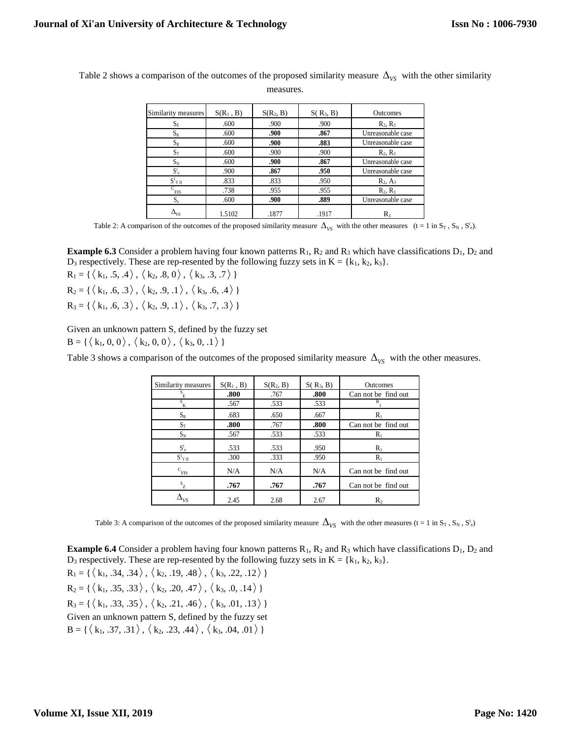Table 2 shows a comparison of the outcomes of the proposed similarity measure $\Delta_{VS}$ with the other similarity measures.

| Similarity measures | $S(R_1, B)$ | $S(R_2, B)$ | $S(R_3, B)$ | Outcomes |
|---|---|---|---|---|
| $S_E$ | .600 | .900 | .900 | $R_2, R_3$ |
| $S_K$ | .600 | **.900** | **.867** | Unreasonable case |
| $S_R$ | .600 | **.900** | **.883** | Unreasonable case |
| $S_T$ | .600 | .900 | .900 | $R_2, R_3$ |
| $S_N$ | .600 | **.900** | **.867** | Unreasonable case |
| $S^t_e$ | .900 | **.867** | **.950** | Unreasonable case |
| $S^1_{YH}$ | .833 | .833 | .950 | $R_2, A_3$ |
| $C_{FIS}$ | .738 | .955 | .955 | $R_2, R_3$ |
| $S_z$ | .600 | **.900** | **.889** | Unreasonable case |
| $\Delta_{VS}$ | 1.5102 | .1877 | .1917 | $R_1$ |

Table 2: A comparison of the outcomes of the proposed similarity measure $\Delta_{VS}$ with the other measures (t = 1 in $S_T$, $S_N$, $S^t_e$).

**Example 6.3** Consider a problem having four known patterns $R_1$, $R_2$ and $R_3$ which have classifications $D_1$, $D_2$ and $D_3$ respectively. These are rep-resented by the following fuzzy sets in $K = \{k_1, k_2, k_3\}$.

$R_1 = \{\langle k_1, .5, .4\rangle, \langle k_2, .8, 0\rangle, \langle k_3, .3, .7\rangle\}$

$R_2 = \{\langle k_1, .6, .3\rangle, \langle k_2, .9, .1\rangle, \langle k_3, .6, .4\rangle\}$

$R_3 = \{\langle k_1, .6, .3\rangle, \langle k_2, .9, .1\rangle, \langle k_3, .7, .3\rangle\}$

Given an unknown pattern S, defined by the fuzzy set

$B = \{\langle k_1, 0, 0\rangle, \langle k_2, 0, 0\rangle, \langle k_3, 0, .1\rangle\}$

Table 3 shows a comparison of the outcomes of the proposed similarity measure $\Delta_{VS}$ with the other measures.

| Similarity measures | $S(R_1, B)$ | $S(R_2, B)$ | $S(R_3, B)$ | Outcomes |
|---|---|---|---|---|
| $S_E$ | **.800** | .767 | **.800** | Can not be find out |
| $S_K$ | .567 | .533 | .533 | $R_1$ |
| $S_R$ | .683 | .650 | .667 | $R_1$ |
| $S_T$ | **.800** | .767 | **.800** | Can not be find out |
| $S_N$ | .567 | .533 | .533 | $R_1$ |
| $S^t_e$ | .533 | .533 | .950 | $R_1$ |
| $S^1_{YH}$ | .300 | .333 | .950 | $R_1$ |
| $C_{FIS}$ | N/A | N/A | N/A | Can not be find out |
| $S_Z$ | **.767** | **.767** | **.767** | Can not be find out |
| $\Delta_{VS}$ | 2.45 | 2.68 | 2.67 | $R_2$ |

Table 3: A comparison of the outcomes of the proposed similarity measure $\Delta_{VS}$ with the other measures (t = 1 in $S_T$, $S_N$, $S^t_e$)

**Example 6.4** Consider a problem having four known patterns $R_1$, $R_2$ and $R_3$ which have classifications $D_1$, $D_2$ and $D_3$ respectively. These are rep-resented by the following fuzzy sets in $K = \{k_1, k_2, k_3\}$.

$R_1 = \{\langle k_1, .34, .34\rangle, \langle k_2, .19, .48\rangle, \langle k_3, .22, .12\rangle\}$

$R_2 = \{\langle k_1, .35, .33\rangle, \langle k_2, .20, .47\rangle, \langle k_3, .0, .14\rangle\}$

$R_3 = \{\langle k_1, .33, .35\rangle, \langle k_2, .21, .46\rangle, \langle k_3, .01, .13\rangle\}$

Given an unknown pattern S, defined by the fuzzy set

$B = \{\langle k_1, .37, .31\rangle, \langle k_2, .23, .44\rangle, \langle k_3, .04, .01\rangle\}$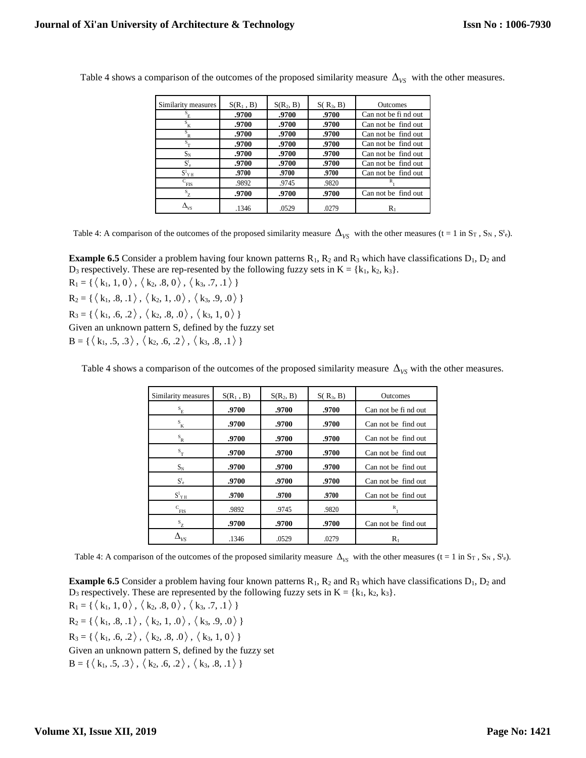Table 4 shows a comparison of the outcomes of the proposed similarity measure $\Delta_{VS}$ with the other measures.

| Similarity measures | $S(R_1, B)$ | $S(R_2, B)$ | $S(R_3, B)$ | Outcomes |
|---|---|---|---|---|
| $S_E$ | **.9700** | **.9700** | **.9700** | Can not be fi nd out |
| $S_K$ | **.9700** | **.9700** | **.9700** | Can not be find out |
| $S_R$ | **.9700** | **.9700** | **.9700** | Can not be find out |
| $S_T$ | **.9700** | **.9700** | **.9700** | Can not be find out |
| $S_N$ | **.9700** | **.9700** | **.9700** | Can not be find out |
| $S^t_e$ | **.9700** | **.9700** | **.9700** | Can not be find out |
| $S^1_{YH}$ | **.9700** | **.9700** | **.9700** | Can not be find out |
| $C_{FIS}$ | .9892 | .9745 | .9820 | $R_1$ |
| $S_Z$ | **.9700** | **.9700** | **.9700** | Can not be find out |
| $\Delta_{VS}$ | .1346 | .0529 | .0279 | $R_1$ |

Table 4: A comparison of the outcomes of the proposed similarity measure $\Delta_{VS}$ with the other measures (t = 1 in $S_T$ , $S_N$ , $S^t_e$).

**Example 6.5** Consider a problem having four known patterns $R_1$, $R_2$ and $R_3$ which have classifications $D_1$, $D_2$ and $D_3$ respectively. These are rep-resented by the following fuzzy sets in $K = \{k_1, k_2, k_3\}$.

$R_1 = \{ \langle k_1, 1, 0 \rangle , \langle k_2, .8, 0 \rangle , \langle k_3, .7, .1 \rangle \}$

$R_2 = \{ \langle k_1, .8, .1 \rangle , \langle k_2, 1, .0 \rangle , \langle k_3, .9, .0 \rangle \}$

$R_3 = \{ \langle k_1, .6, .2 \rangle , \langle k_2, .8, .0 \rangle , \langle k_3, 1, 0 \rangle \}$

Given an unknown pattern S, defined by the fuzzy set

$B = \{ \langle k_1, .5, .3 \rangle , \langle k_2, .6, .2 \rangle , \langle k_3, .8, .1 \rangle \}$

Table 4 shows a comparison of the outcomes of the proposed similarity measure $\Delta_{VS}$ with the other measures.

| Similarity measures | $S(R_1, B)$ | $S(R_2, B)$ | $S(R_3, B)$ | Outcomes |
|---|---|---|---|---|
| $S_E$ | **.9700** | **.9700** | **.9700** | Can not be fi nd out |
| $S_K$ | **.9700** | **.9700** | **.9700** | Can not be find out |
| $S_R$ | **.9700** | **.9700** | **.9700** | Can not be find out |
| $S_T$ | **.9700** | **.9700** | **.9700** | Can not be find out |
| $S_N$ | **.9700** | **.9700** | **.9700** | Can not be find out |
| $S^t_e$ | **.9700** | **.9700** | **.9700** | Can not be find out |
| $S^1_{YH}$ | **.9700** | **.9700** | **.9700** | Can not be find out |
| $C_{FIS}$ | .9892 | .9745 | .9820 | $R_1$ |
| $S_Z$ | **.9700** | **.9700** | **.9700** | Can not be find out |
| $\Delta_{VS}$ | .1346 | .0529 | .0279 | $R_1$ |

Table 4: A comparison of the outcomes of the proposed similarity measure $\Delta_{VS}$ with the other measures (t = 1 in $S_T$ , $S_N$ , $S^t_e$).

**Example 6.5** Consider a problem having four known patterns $R_1$, $R_2$ and $R_3$ which have classifications $D_1$, $D_2$ and $D_3$ respectively. These are represented by the following fuzzy sets in $K = \{k_1, k_2, k_3\}$.

$R_1 = \{ \langle k_1, 1, 0 \rangle , \langle k_2, .8, 0 \rangle , \langle k_3, .7, .1 \rangle \}$

$R_2 = \{ \langle k_1, .8, .1 \rangle , \langle k_2, 1, .0 \rangle , \langle k_3, .9, .0 \rangle \}$

$R_3 = \{ \langle k_1, .6, .2 \rangle , \langle k_2, .8, .0 \rangle , \langle k_3, 1, 0 \rangle \}$

Given an unknown pattern S, defined by the fuzzy set

$B = \{ \langle k_1, .5, .3 \rangle , \langle k_2, .6, .2 \rangle , \langle k_3, .8, .1 \rangle \}$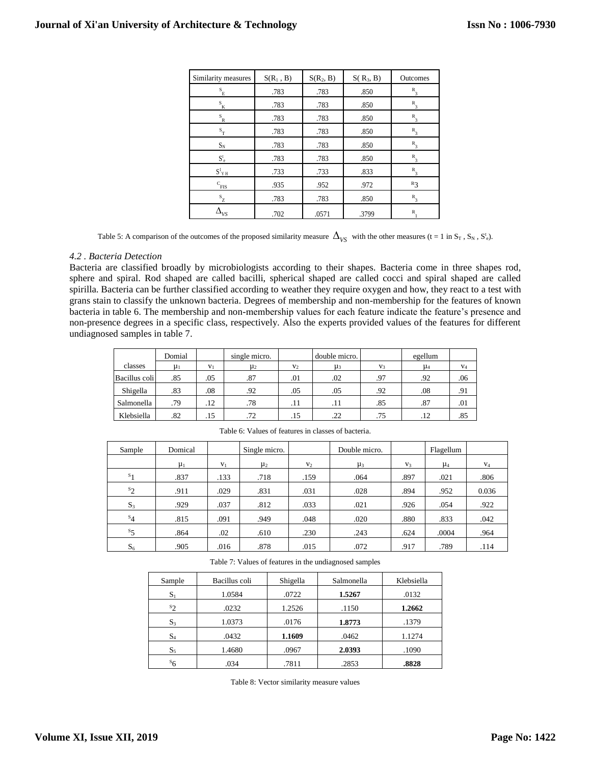| Similarity measures | $S(R_1, B)$ | $S(R_2, B)$ | $S(R_3, B)$ | Outcomes |
|---|---|---|---|---|
| $S_E$ | .783 | .783 | .850 | $R_3$ |
| $S_K$ | .783 | .783 | .850 | $R_3$ |
| $S_R$ | .783 | .783 | .850 | $R_3$ |
| $S_T$ | .783 | .783 | .850 | $R_3$ |
| $S_N$ | .783 | .783 | .850 | $R_3$ |
| $S^t_e$ | .783 | .783 | .850 | $R_3$ |
| $S^1_{YH}$ | .733 | .733 | .833 | $R_3$ |
| $C_{FIS}$ | .935 | .952 | .972 | $R_3$ |
| $S_Z$ | .783 | .783 | .850 | $R_3$ |
| $\Delta_{VS}$ | .702 | .0571 | .3799 | $R_1$ |

Table 5: A comparison of the outcomes of the proposed similarity measure $\Delta_{VS}$ with the other measures (t = 1 in $S_T$ , $S_N$ , $S^t_e$).

### *4.2 . Bacteria Detection*

Bacteria are classified broadly by microbiologists according to their shapes. Bacteria come in three shapes rod, sphere and spiral. Rod shaped are called bacilli, spherical shaped are called cocci and spiral shaped are called spirilla. Bacteria can be further classified according to weather they require oxygen and how, they react to a test with grans stain to classify the unknown bacteria. Degrees of membership and non-membership for the features of known bacteria in table 6. The membership and non-membership values for each feature indicate the feature's presence and non-presence degrees in a specific class, respectively. Also the experts provided values of the features for different undiagnosed samples in table 7.

| | Domial | | single micro. | | double micro. | | egellum | |
|---|---|---|---|---|---|---|---|---|
| classes | $\mu_1$ | $v_1$ | $\mu_2$ | $v_2$ | $\mu_3$ | $v_3$ | $\mu_4$ | $v_4$ |
| Bacillus coli | .85 | .05 | .87 | .01 | .02 | .97 | .92 | .06 |
| Shigella | .83 | .08 | .92 | .05 | .05 | .92 | .08 | .91 |
| Salmonella | .79 | .12 | .78 | .11 | .11 | .85 | .87 | .01 |
| Klebsiella | .82 | .15 | .72 | .15 | .22 | .75 | .12 | .85 |

Table 6: Values of features in classes of bacteria.

| Sample | Domical | | Single micro. | | Double micro. | | Flagellum | |
|---|---|---|---|---|---|---|---|---|
| | $\mu_1$ | $v_1$ | $\mu_2$ | $v_2$ | $\mu_3$ | $v_3$ | $\mu_4$ | $v_4$ |
| $S_1$ | .837 | .133 | .718 | .159 | .064 | .897 | .021 | .806 |
| $S_2$ | .911 | .029 | .831 | .031 | .028 | .894 | .952 | 0.036 |
| $S_3$ | .929 | .037 | .812 | .033 | .021 | .926 | .054 | .922 |
| $S_4$ | .815 | .091 | .949 | .048 | .020 | .880 | .833 | .042 |
| $S_5$ | .864 | .02 | .610 | .230 | .243 | .624 | .0004 | .964 |
| $S_6$ | .905 | .016 | .878 | .015 | .072 | .917 | .789 | .114 |

Table 7: Values of features in the undiagnosed samples

| Sample | Bacillus coli | Shigella | Salmonella | Klebsiella |
|---|---|---|---|---|
| $S_1$ | 1.0584 | .0722 | **1.5267** | .0132 |
| $S_2$ | .0232 | 1.2526 | .1150 | **1.2662** |
| $S_3$ | 1.0373 | .0176 | **1.8773** | .1379 |
| $S_4$ | .0432 | **1.1609** | .0462 | 1.1274 |
| $S_5$ | 1.4680 | .0967 | **2.0393** | .1090 |
| $S_6$ | .034 | .7811 | .2853 | **.8828** |

Table 8: Vector similarity measure values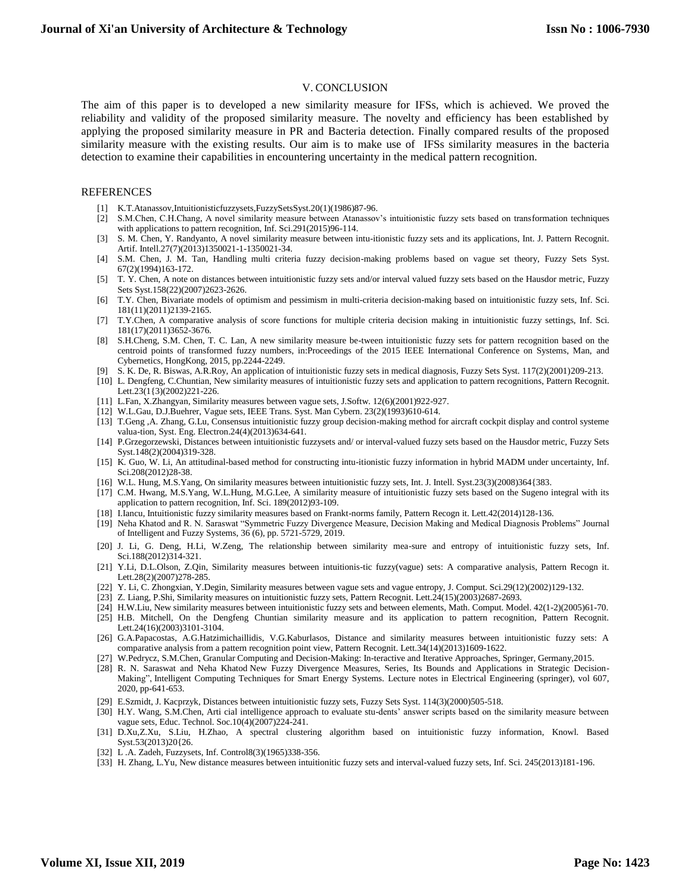## V. CONCLUSION

The aim of this paper is to developed a new similarity measure for IFSs, which is achieved. We proved the reliability and validity of the proposed similarity measure. The novelty and efficiency has been established by applying the proposed similarity measure in PR and Bacteria detection. Finally compared results of the proposed similarity measure with the existing results. Our aim is to make use of IFSs similarity measures in the bacteria detection to examine their capabilities in encountering uncertainty in the medical pattern recognition.

## REFERENCES

[1] K.T.Atanassov,Intuitionisticfuzzysets,FuzzySetsSyst.20(1)(1986)87-96.

[2] S.M.Chen, C.H.Chang, A novel similarity measure between Atanassov's intuitionistic fuzzy sets based on transformation techniques with applications to pattern recognition, Inf. Sci.291(2015)96-114.

[3] S. M. Chen, Y. Randyanto, A novel similarity measure between intu-itionistic fuzzy sets and its applications, Int. J. Pattern Recognit. Artif. Intell.27(7)(2013)1350021-1-1350021-34.

[4] S.M. Chen, J. M. Tan, Handling multi criteria fuzzy decision-making problems based on vague set theory, Fuzzy Sets Syst. 67(2)(1994)163-172.

[5] T. Y. Chen, A note on distances between intuitionistic fuzzy sets and/or interval valued fuzzy sets based on the Hausdor metric, Fuzzy Sets Syst.158(22)(2007)2623-2626.

[6] T.Y. Chen, Bivariate models of optimism and pessimism in multi-criteria decision-making based on intuitionistic fuzzy sets, Inf. Sci. 181(11)(2011)2139-2165.

[7] T.Y.Chen, A comparative analysis of score functions for multiple criteria decision making in intuitionistic fuzzy settings, Inf. Sci. 181(17)(2011)3652-3676.

[8] S.H.Cheng, S.M. Chen, T. C. Lan, A new similarity measure be-tween intuitionistic fuzzy sets for pattern recognition based on the centroid points of transformed fuzzy numbers, in:Proceedings of the 2015 IEEE International Conference on Systems, Man, and Cybernetics, HongKong, 2015, pp.2244-2249.

[9] S. K. De, R. Biswas, A.R.Roy, An application of intuitionistic fuzzy sets in medical diagnosis, Fuzzy Sets Syst. 117(2)(2001)209-213.

[10] L. Dengfeng, C.Chuntian, New similarity measures of intuitionistic fuzzy sets and application to pattern recognitions, Pattern Recognit. Lett.23(1{3)(2002)221-226.

[11] L.Fan, X.Zhangyan, Similarity measures between vague sets, J.Softw. 12(6)(2001)922-927.

[12] W.L.Gau, D.J.Buehrer, Vague sets, IEEE Trans. Syst. Man Cybern. 23(2)(1993)610-614.

[13] T.Geng ,A. Zhang, G.Lu, Consensus intuitionistic fuzzy group decision-making method for aircraft cockpit display and control systeme valua-tion, Syst. Eng. Electron.24(4)(2013)634-641.

[14] P.Grzegorzewski, Distances between intuitionistic fuzzysets and/ or interval-valued fuzzy sets based on the Hausdor metric, Fuzzy Sets Syst.148(2)(2004)319-328.

[15] K. Guo, W. Li, An attitudinal-based method for constructing intu-itionistic fuzzy information in hybrid MADM under uncertainty, Inf. Sci.208(2012)28-38.

[16] W.L. Hung, M.S.Yang, On similarity measures between intuitionistic fuzzy sets, Int. J. Intell. Syst.23(3)(2008)364{383.

[17] C.M. Hwang, M.S.Yang, W.L.Hung, M.G.Lee, A similarity measure of intuitionistic fuzzy sets based on the Sugeno integral with its application to pattern recognition, Inf. Sci. 189(2012)93-109.

[18] I.Iancu, Intuitionistic fuzzy similarity measures based on Frankt-norms family, Pattern Recogn it. Lett.42(2014)128-136.

[19] Neha Khatod and R. N. Saraswat "Symmetric Fuzzy Divergence Measure, Decision Making and Medical Diagnosis Problems" Journal of Intelligent and Fuzzy Systems, 36 (6), pp. 5721-5729, 2019.

[20] J. Li, G. Deng, H.Li, W.Zeng, The relationship between similarity mea-sure and entropy of intuitionistic fuzzy sets, Inf. Sci.188(2012)314-321.

[21] Y.Li, D.L.Olson, Z.Qin, Similarity measures between intuitionis-tic fuzzy(vague) sets: A comparative analysis, Pattern Recogn it. Lett.28(2)(2007)278-285.

[22] Y. Li, C. Zhongxian, Y.Degin, Similarity measures between vague sets and vague entropy, J. Comput. Sci.29(12)(2002)129-132.

[23] Z. Liang, P.Shi, Similarity measures on intuitionistic fuzzy sets, Pattern Recognit. Lett.24(15)(2003)2687-2693.

[24] H.W.Liu, New similarity measures between intuitionistic fuzzy sets and between elements, Math. Comput. Model. 42(1-2)(2005)61-70.

[25] H.B. Mitchell, On the Dengfeng Chuntian similarity measure and its application to pattern recognition, Pattern Recognit. Lett.24(16)(2003)3101-3104.

[26] G.A.Papacostas, A.G.Hatzimichaillidis, V.G.Kaburlasos, Distance and similarity measures between intuitionistic fuzzy sets: A comparative analysis from a pattern recognition point view, Pattern Recognit. Lett.34(14)(2013)1609-1622.

[27] W.Pedrycz, S.M.Chen, Granular Computing and Decision-Making: In-teractive and Iterative Approaches, Springer, Germany,2015.

[28] R. N. Saraswat and Neha Khatod New Fuzzy Divergence Measures, Series, Its Bounds and Applications in Strategic Decision-Making", Intelligent Computing Techniques for Smart Energy Systems. Lecture notes in Electrical Engineering (springer), vol 607, 2020, pp-641-653.

[29] E.Szmidt, J. Kacprzyk, Distances between intuitionistic fuzzy sets, Fuzzy Sets Syst. 114(3)(2000)505-518.

[30] H.Y. Wang, S.M.Chen, Arti cial intelligence approach to evaluate stu-dents' answer scripts based on the similarity measure between vague sets, Educ. Technol. Soc.10(4)(2007)224-241.

[31] D.Xu,Z.Xu, S.Liu, H.Zhao, A spectral clustering algorithm based on intuitionistic fuzzy information, Knowl. Based Syst.53(2013)20{26.

[32] L .A. Zadeh, Fuzzysets, Inf. Control8(3)(1965)338-356.

[33] H. Zhang, L.Yu, New distance measures between intuitionitic fuzzy sets and interval-valued fuzzy sets, Inf. Sci. 245(2013)181-196.